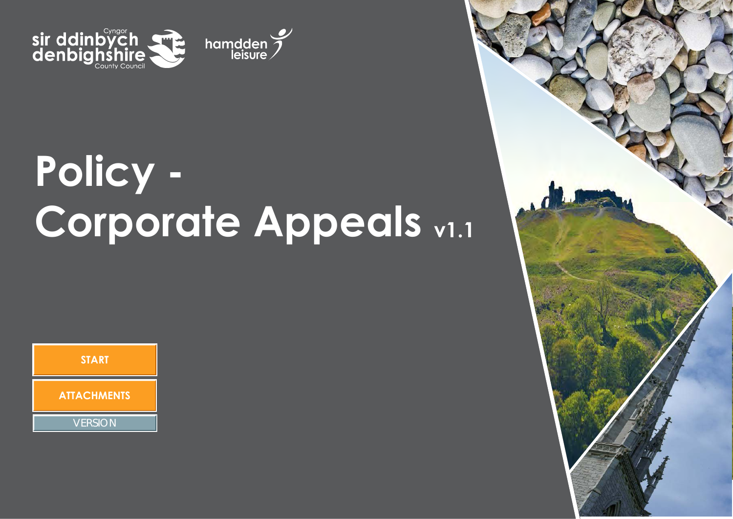sir ddinbych Cyngor
denbighshire County Council

hamdden leisure

# Policy - Corporate Appeals v1.1

START

ATTACHMENTS

VERSION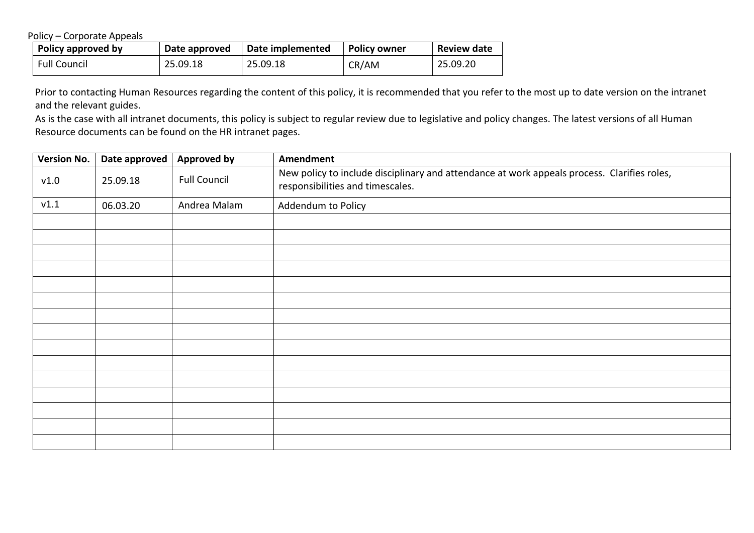Policy – Corporate Appeals

| Policy approved by | Date approved | Date implemented | Policy owner | Review date |
|---|---|---|---|---|
| Full Council | 25.09.18 | 25.09.18 | CR/AM | 25.09.20 |

Prior to contacting Human Resources regarding the content of this policy, it is recommended that you refer to the most up to date version on the intranet and the relevant guides.

As is the case with all intranet documents, this policy is subject to regular review due to legislative and policy changes. The latest versions of all Human Resource documents can be found on the HR intranet pages.

| Version No. | Date approved | Approved by | Amendment |
|---|---|---|---|
| v1.0 | 25.09.18 | Full Council | New policy to include disciplinary and attendance at work appeals process. Clarifies roles, responsibilities and timescales. |
| v1.1 | 06.03.20 | Andrea Malam | Addendum to Policy |
| | | | |
| | | | |
| | | | |
| | | | |
| | | | |
| | | | |
| | | | |
| | | | |
| | | | |
| | | | |
| | | | |
| | | | |
| | | | |
| | | | |
| | | | |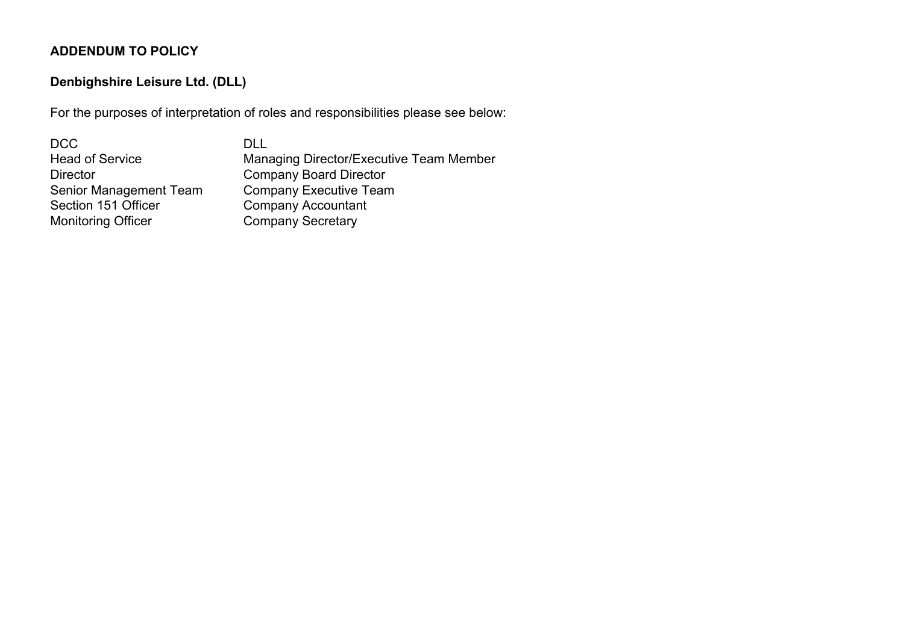**ADDENDUM TO POLICY**

**Denbighshire Leisure Ltd. (DLL)**

For the purposes of interpretation of roles and responsibilities please see below:

| DCC | DLL |
| --- | --- |
| Head of Service | Managing Director/Executive Team Member |
| Director | Company Board Director |
| Senior Management Team | Company Executive Team |
| Section 151 Officer | Company Accountant |
| Monitoring Officer | Company Secretary |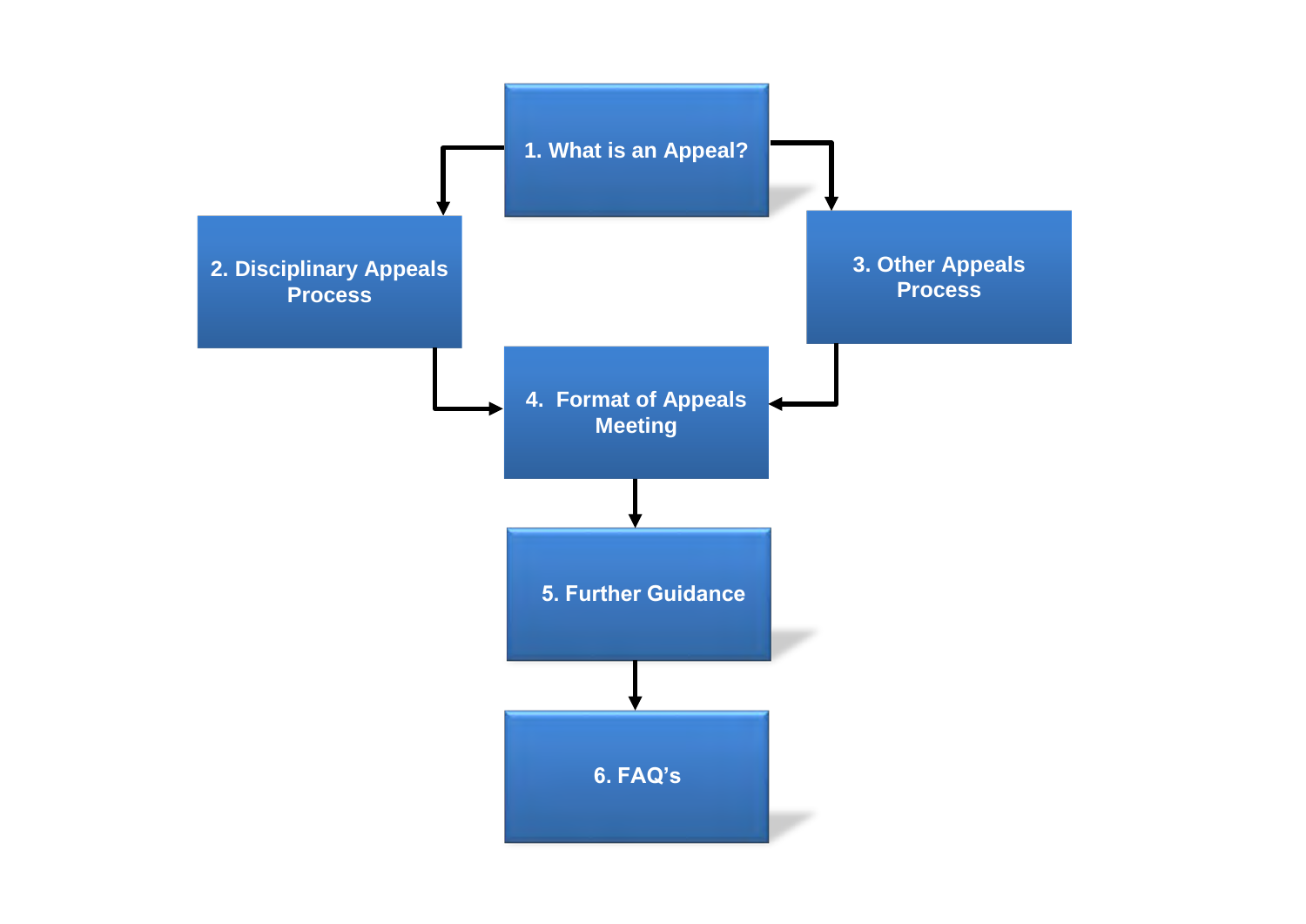1. What is an Appeal?

2. Disciplinary Appeals Process

3. Other Appeals Process

4. Format of Appeals Meeting

5. Further Guidance

6. FAQ's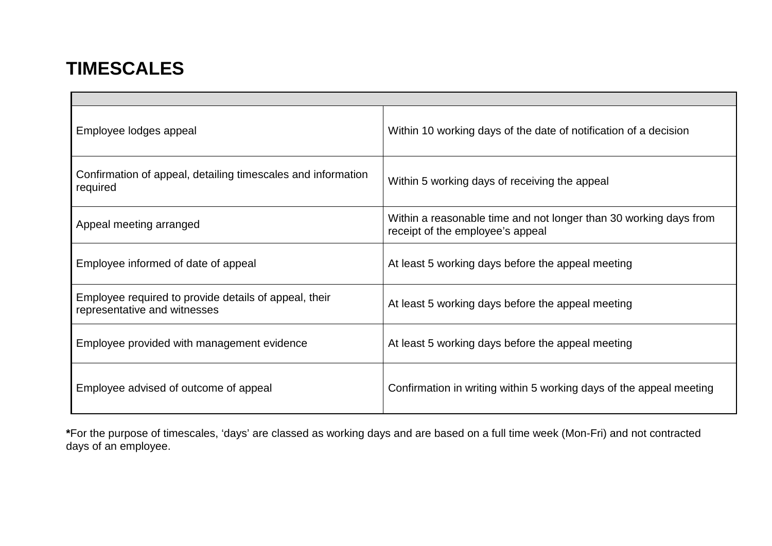## TIMESCALES

| | |
|---|---|
| Employee lodges appeal | Within 10 working days of the date of notification of a decision |
| Confirmation of appeal, detailing timescales and information required | Within 5 working days of receiving the appeal |
| Appeal meeting arranged | Within a reasonable time and not longer than 30 working days from receipt of the employee's appeal |
| Employee informed of date of appeal | At least 5 working days before the appeal meeting |
| Employee required to provide details of appeal, their representative and witnesses | At least 5 working days before the appeal meeting |
| Employee provided with management evidence | At least 5 working days before the appeal meeting |
| Employee advised of outcome of appeal | Confirmation in writing within 5 working days of the appeal meeting |

**\***For the purpose of timescales, 'days' are classed as working days and are based on a full time week (Mon-Fri) and not contracted days of an employee.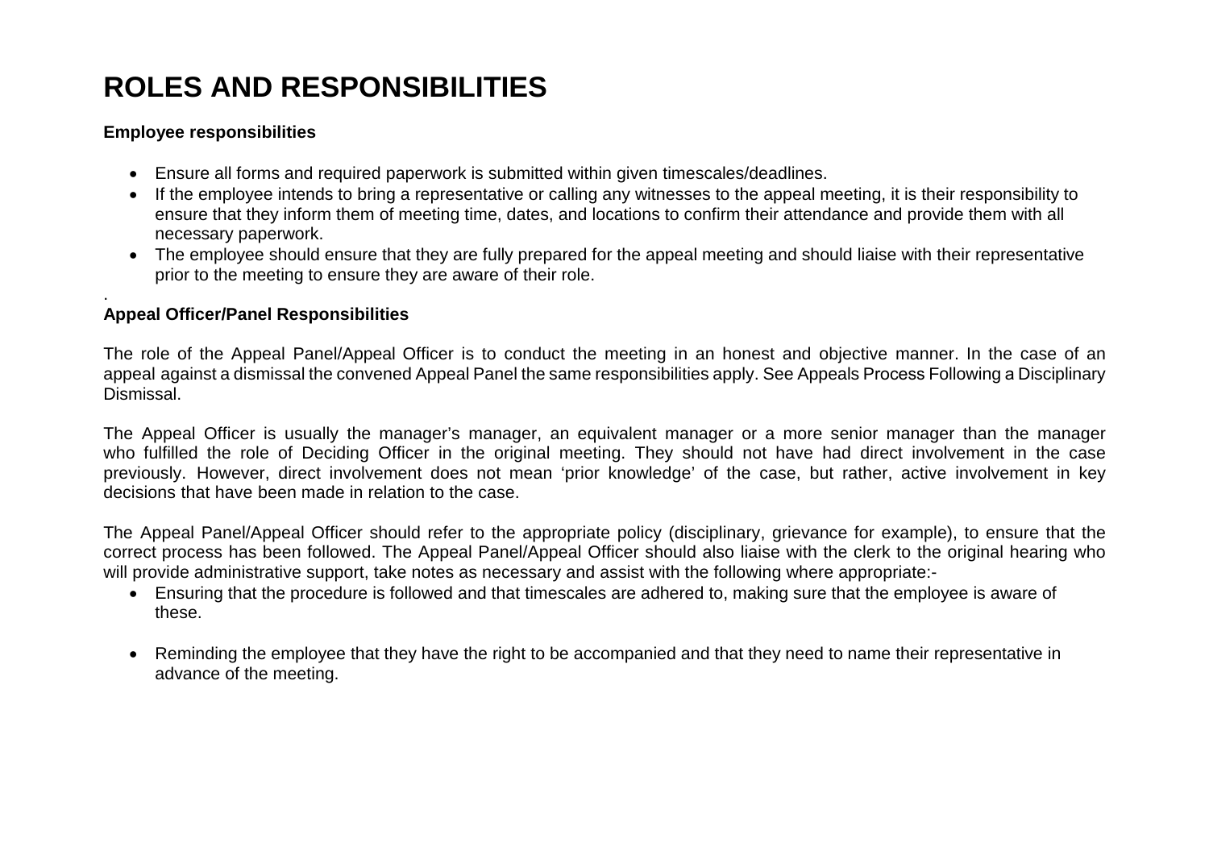# ROLES AND RESPONSIBILITIES

**Employee responsibilities**

- Ensure all forms and required paperwork is submitted within given timescales/deadlines.
- If the employee intends to bring a representative or calling any witnesses to the appeal meeting, it is their responsibility to ensure that they inform them of meeting time, dates, and locations to confirm their attendance and provide them with all necessary paperwork.
- The employee should ensure that they are fully prepared for the appeal meeting and should liaise with their representative prior to the meeting to ensure they are aware of their role.

.

**Appeal Officer/Panel Responsibilities**

The role of the Appeal Panel/Appeal Officer is to conduct the meeting in an honest and objective manner. In the case of an appeal against a dismissal the convened Appeal Panel the same responsibilities apply. See Appeals Process Following a Disciplinary Dismissal.

The Appeal Officer is usually the manager's manager, an equivalent manager or a more senior manager than the manager who fulfilled the role of Deciding Officer in the original meeting. They should not have had direct involvement in the case previously. However, direct involvement does not mean 'prior knowledge' of the case, but rather, active involvement in key decisions that have been made in relation to the case.

The Appeal Panel/Appeal Officer should refer to the appropriate policy (disciplinary, grievance for example), to ensure that the correct process has been followed. The Appeal Panel/Appeal Officer should also liaise with the clerk to the original hearing who will provide administrative support, take notes as necessary and assist with the following where appropriate:-

- Ensuring that the procedure is followed and that timescales are adhered to, making sure that the employee is aware of these.

- Reminding the employee that they have the right to be accompanied and that they need to name their representative in advance of the meeting.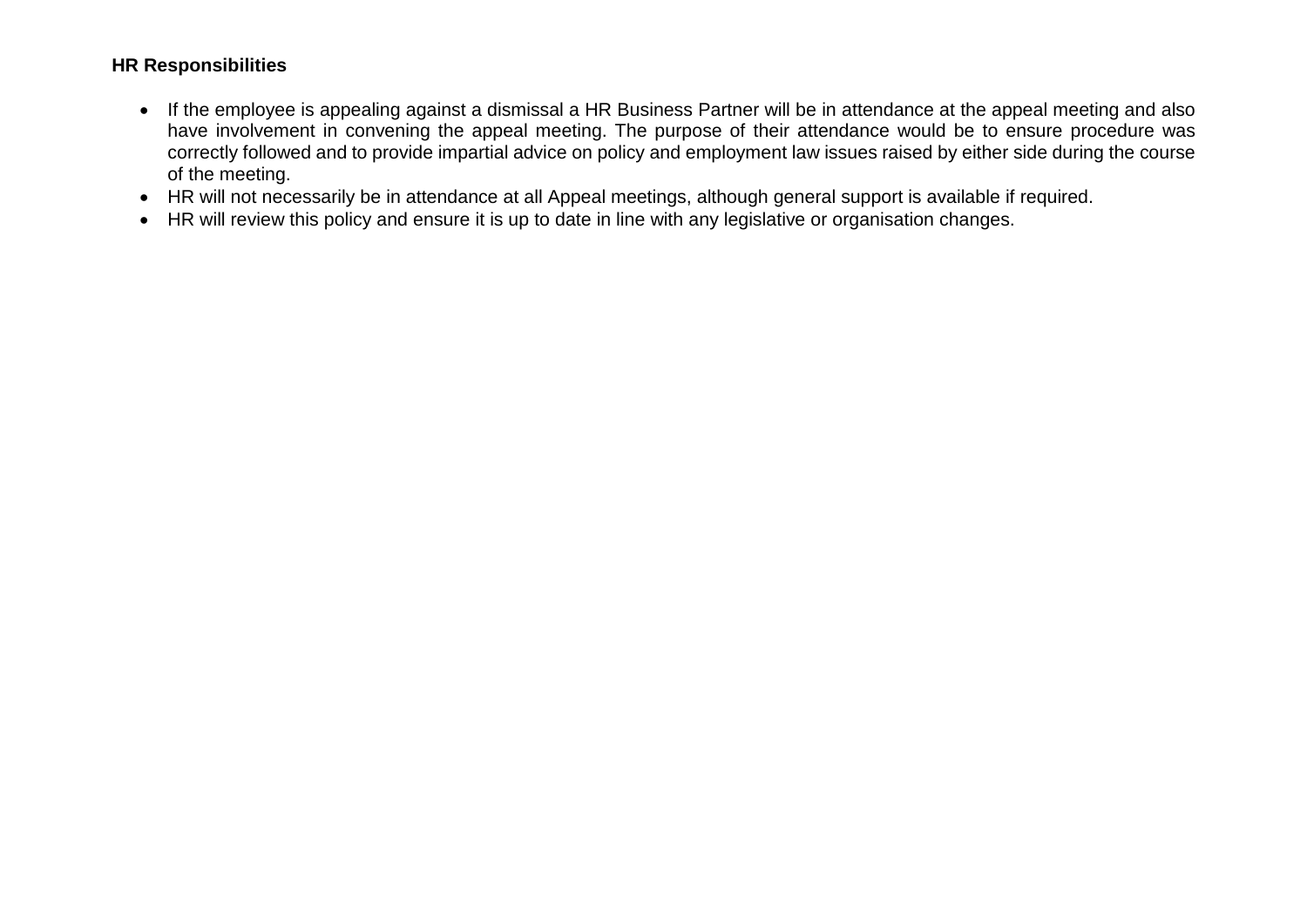**HR Responsibilities**

- If the employee is appealing against a dismissal a HR Business Partner will be in attendance at the appeal meeting and also have involvement in convening the appeal meeting. The purpose of their attendance would be to ensure procedure was correctly followed and to provide impartial advice on policy and employment law issues raised by either side during the course of the meeting.
- HR will not necessarily be in attendance at all Appeal meetings, although general support is available if required.
- HR will review this policy and ensure it is up to date in line with any legislative or organisation changes.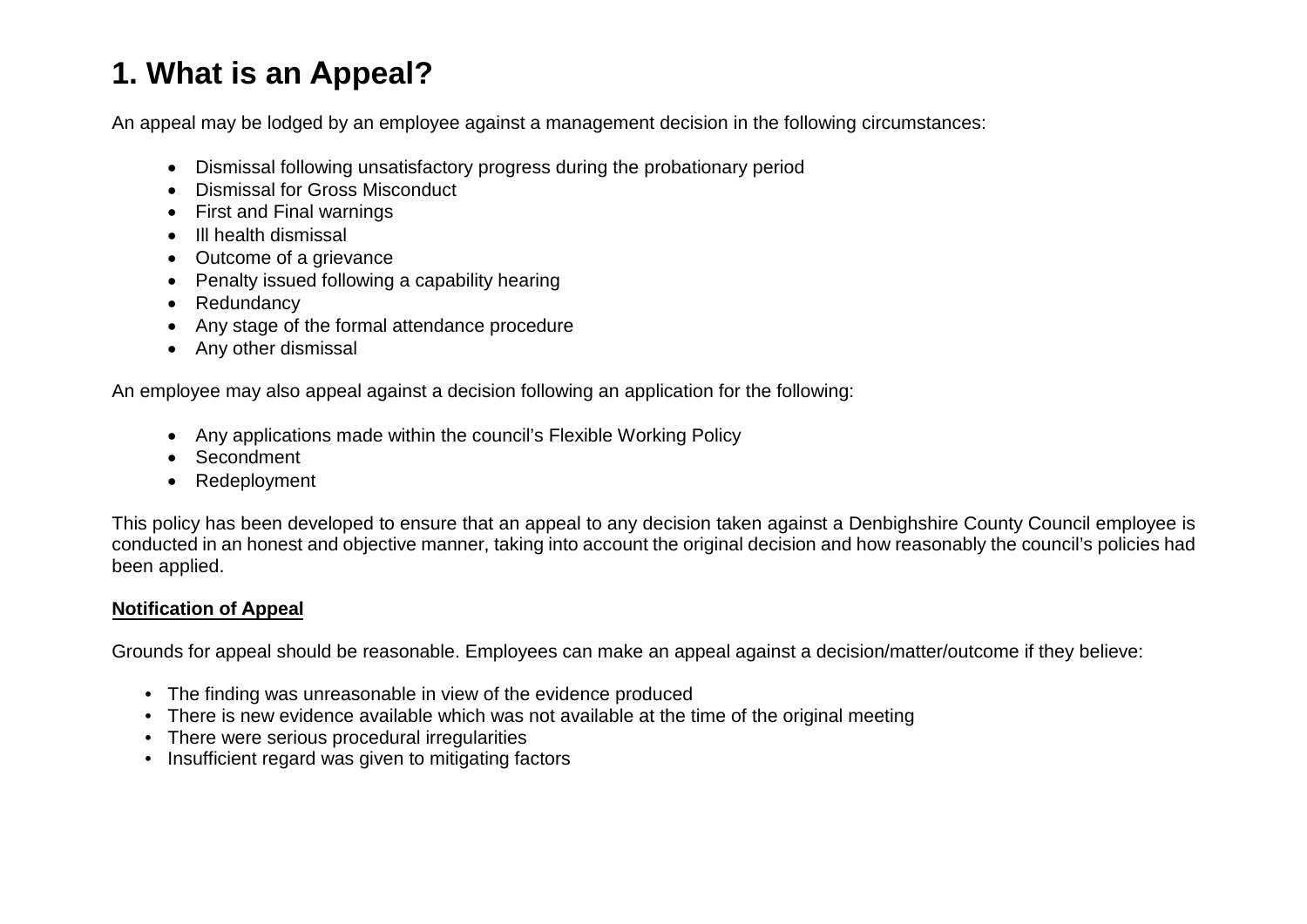# 1. What is an Appeal?

An appeal may be lodged by an employee against a management decision in the following circumstances:

- Dismissal following unsatisfactory progress during the probationary period
- Dismissal for Gross Misconduct
- First and Final warnings
- Ill health dismissal
- Outcome of a grievance
- Penalty issued following a capability hearing
- Redundancy
- Any stage of the formal attendance procedure
- Any other dismissal

An employee may also appeal against a decision following an application for the following:

- Any applications made within the council's Flexible Working Policy
- Secondment
- Redeployment

This policy has been developed to ensure that an appeal to any decision taken against a Denbighshire County Council employee is conducted in an honest and objective manner, taking into account the original decision and how reasonably the council's policies had been applied.

**Notification of Appeal**

Grounds for appeal should be reasonable. Employees can make an appeal against a decision/matter/outcome if they believe:

- The finding was unreasonable in view of the evidence produced
- There is new evidence available which was not available at the time of the original meeting
- There were serious procedural irregularities
- Insufficient regard was given to mitigating factors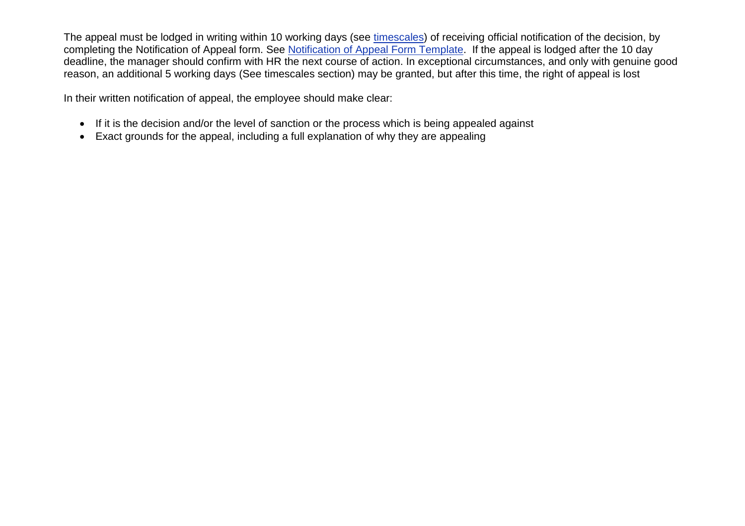The appeal must be lodged in writing within 10 working days (see timescales) of receiving official notification of the decision, by completing the Notification of Appeal form. See Notification of Appeal Form Template. If the appeal is lodged after the 10 day deadline, the manager should confirm with HR the next course of action. In exceptional circumstances, and only with genuine good reason, an additional 5 working days (See timescales section) may be granted, but after this time, the right of appeal is lost

In their written notification of appeal, the employee should make clear:

- If it is the decision and/or the level of sanction or the process which is being appealed against
- Exact grounds for the appeal, including a full explanation of why they are appealing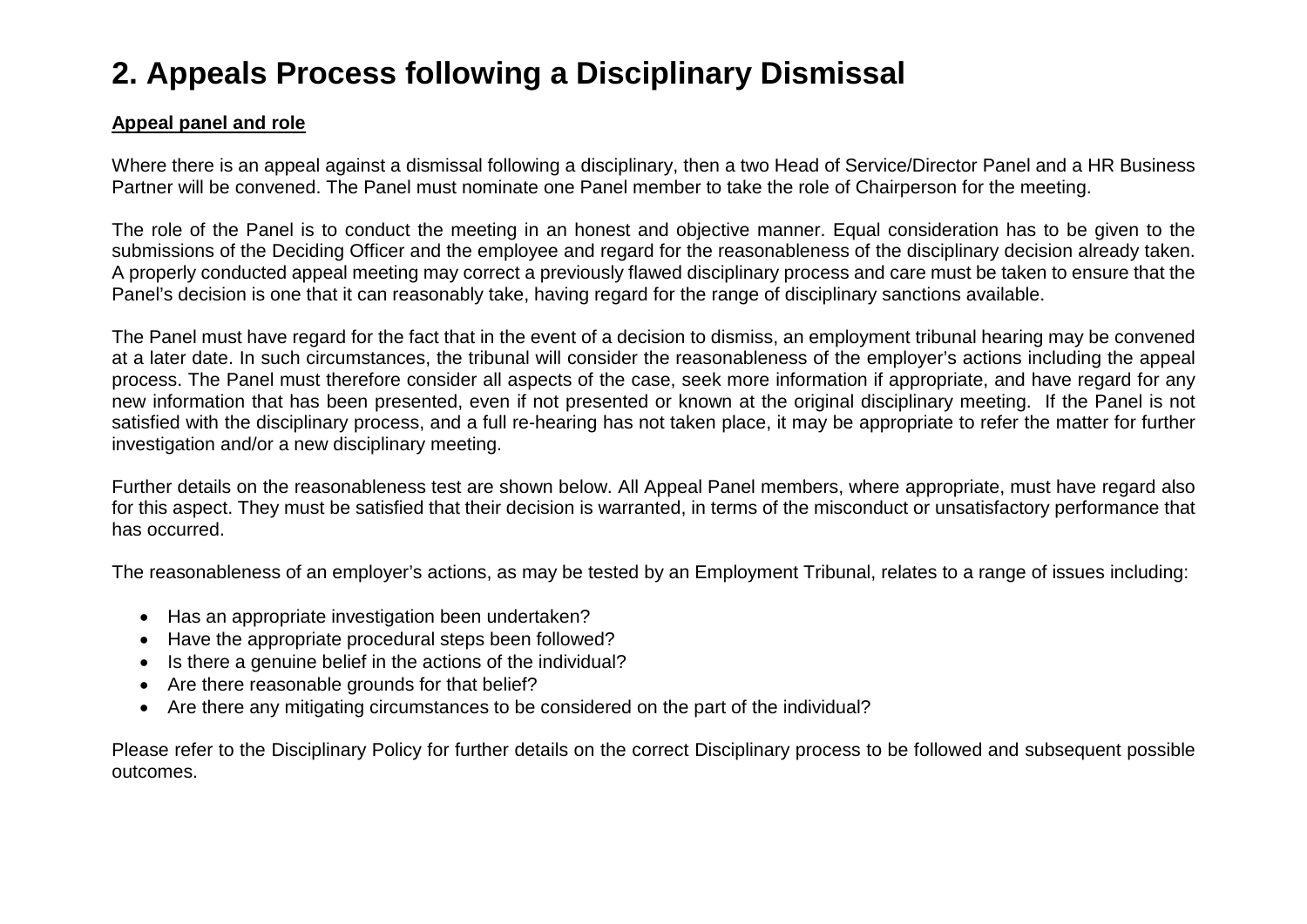## 2. Appeals Process following a Disciplinary Dismissal

**Appeal panel and role**

Where there is an appeal against a dismissal following a disciplinary, then a two Head of Service/Director Panel and a HR Business Partner will be convened. The Panel must nominate one Panel member to take the role of Chairperson for the meeting.

The role of the Panel is to conduct the meeting in an honest and objective manner. Equal consideration has to be given to the submissions of the Deciding Officer and the employee and regard for the reasonableness of the disciplinary decision already taken. A properly conducted appeal meeting may correct a previously flawed disciplinary process and care must be taken to ensure that the Panel's decision is one that it can reasonably take, having regard for the range of disciplinary sanctions available.

The Panel must have regard for the fact that in the event of a decision to dismiss, an employment tribunal hearing may be convened at a later date. In such circumstances, the tribunal will consider the reasonableness of the employer's actions including the appeal process. The Panel must therefore consider all aspects of the case, seek more information if appropriate, and have regard for any new information that has been presented, even if not presented or known at the original disciplinary meeting. If the Panel is not satisfied with the disciplinary process, and a full re-hearing has not taken place, it may be appropriate to refer the matter for further investigation and/or a new disciplinary meeting.

Further details on the reasonableness test are shown below. All Appeal Panel members, where appropriate, must have regard also for this aspect. They must be satisfied that their decision is warranted, in terms of the misconduct or unsatisfactory performance that has occurred.

The reasonableness of an employer's actions, as may be tested by an Employment Tribunal, relates to a range of issues including:

- Has an appropriate investigation been undertaken?
- Have the appropriate procedural steps been followed?
- Is there a genuine belief in the actions of the individual?
- Are there reasonable grounds for that belief?
- Are there any mitigating circumstances to be considered on the part of the individual?

Please refer to the Disciplinary Policy for further details on the correct Disciplinary process to be followed and subsequent possible outcomes.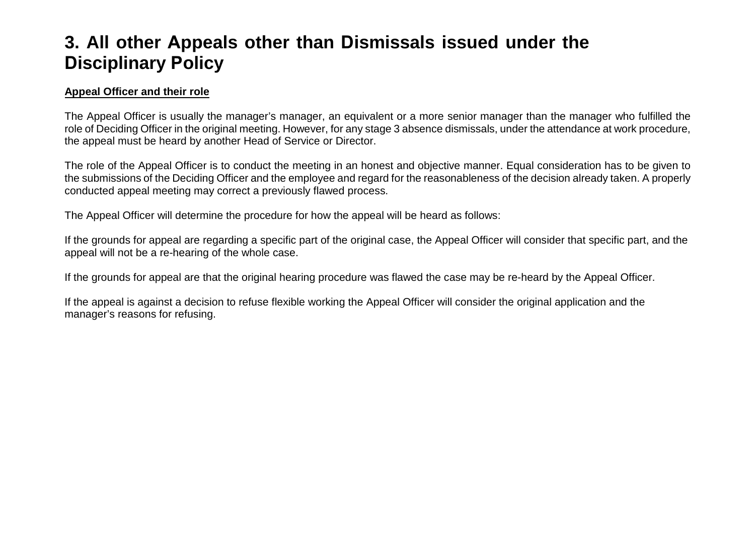# 3. All other Appeals other than Dismissals issued under the Disciplinary Policy

**Appeal Officer and their role**

The Appeal Officer is usually the manager's manager, an equivalent or a more senior manager than the manager who fulfilled the role of Deciding Officer in the original meeting. However, for any stage 3 absence dismissals, under the attendance at work procedure, the appeal must be heard by another Head of Service or Director.

The role of the Appeal Officer is to conduct the meeting in an honest and objective manner. Equal consideration has to be given to the submissions of the Deciding Officer and the employee and regard for the reasonableness of the decision already taken. A properly conducted appeal meeting may correct a previously flawed process.

The Appeal Officer will determine the procedure for how the appeal will be heard as follows:

If the grounds for appeal are regarding a specific part of the original case, the Appeal Officer will consider that specific part, and the appeal will not be a re-hearing of the whole case.

If the grounds for appeal are that the original hearing procedure was flawed the case may be re-heard by the Appeal Officer.

If the appeal is against a decision to refuse flexible working the Appeal Officer will consider the original application and the manager's reasons for refusing.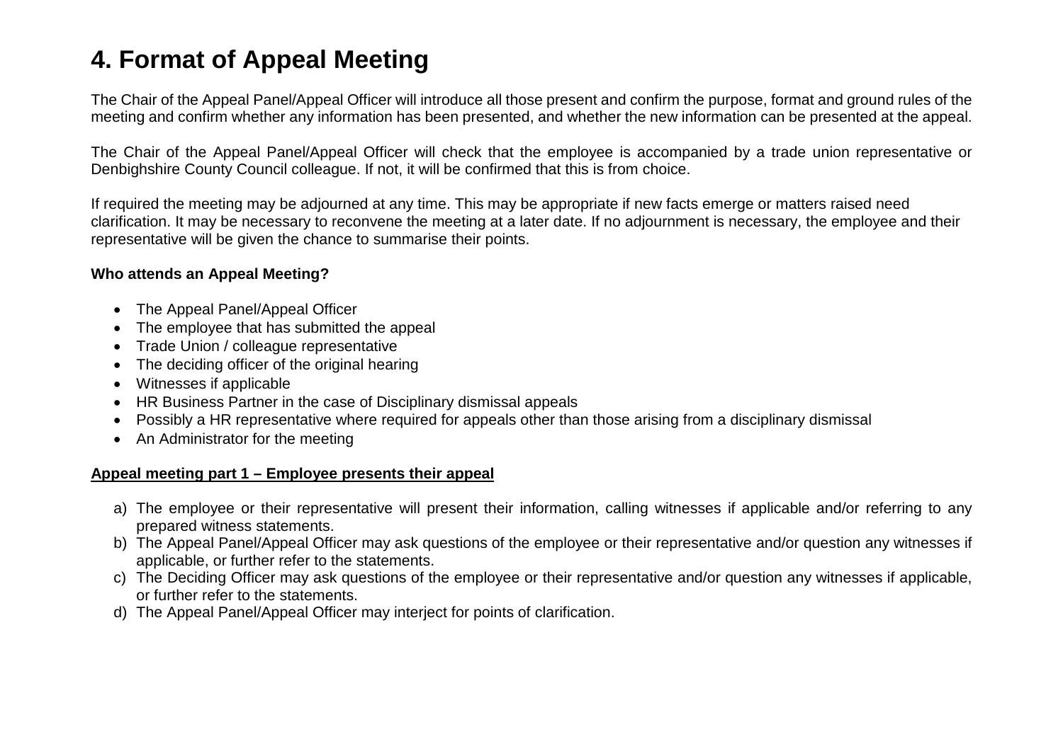# 4. Format of Appeal Meeting

The Chair of the Appeal Panel/Appeal Officer will introduce all those present and confirm the purpose, format and ground rules of the meeting and confirm whether any information has been presented, and whether the new information can be presented at the appeal.

The Chair of the Appeal Panel/Appeal Officer will check that the employee is accompanied by a trade union representative or Denbighshire County Council colleague. If not, it will be confirmed that this is from choice.

If required the meeting may be adjourned at any time. This may be appropriate if new facts emerge or matters raised need clarification. It may be necessary to reconvene the meeting at a later date. If no adjournment is necessary, the employee and their representative will be given the chance to summarise their points.

**Who attends an Appeal Meeting?**

- The Appeal Panel/Appeal Officer
- The employee that has submitted the appeal
- Trade Union / colleague representative
- The deciding officer of the original hearing
- Witnesses if applicable
- HR Business Partner in the case of Disciplinary dismissal appeals
- Possibly a HR representative where required for appeals other than those arising from a disciplinary dismissal
- An Administrator for the meeting

**Appeal meeting part 1 – Employee presents their appeal**

a) The employee or their representative will present their information, calling witnesses if applicable and/or referring to any prepared witness statements.
b) The Appeal Panel/Appeal Officer may ask questions of the employee or their representative and/or question any witnesses if applicable, or further refer to the statements.
c) The Deciding Officer may ask questions of the employee or their representative and/or question any witnesses if applicable, or further refer to the statements.
d) The Appeal Panel/Appeal Officer may interject for points of clarification.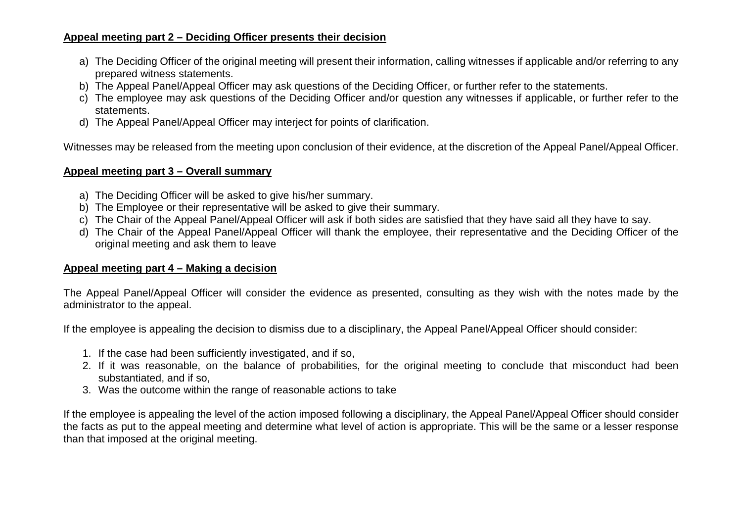**Appeal meeting part 2 – Deciding Officer presents their decision**

a) The Deciding Officer of the original meeting will present their information, calling witnesses if applicable and/or referring to any prepared witness statements.
b) The Appeal Panel/Appeal Officer may ask questions of the Deciding Officer, or further refer to the statements.
c) The employee may ask questions of the Deciding Officer and/or question any witnesses if applicable, or further refer to the statements.
d) The Appeal Panel/Appeal Officer may interject for points of clarification.

Witnesses may be released from the meeting upon conclusion of their evidence, at the discretion of the Appeal Panel/Appeal Officer.

**Appeal meeting part 3 – Overall summary**

a) The Deciding Officer will be asked to give his/her summary.
b) The Employee or their representative will be asked to give their summary.
c) The Chair of the Appeal Panel/Appeal Officer will ask if both sides are satisfied that they have said all they have to say.
d) The Chair of the Appeal Panel/Appeal Officer will thank the employee, their representative and the Deciding Officer of the original meeting and ask them to leave

**Appeal meeting part 4 – Making a decision**

The Appeal Panel/Appeal Officer will consider the evidence as presented, consulting as they wish with the notes made by the administrator to the appeal.

If the employee is appealing the decision to dismiss due to a disciplinary, the Appeal Panel/Appeal Officer should consider:

1. If the case had been sufficiently investigated, and if so,
2. If it was reasonable, on the balance of probabilities, for the original meeting to conclude that misconduct had been substantiated, and if so,
3. Was the outcome within the range of reasonable actions to take

If the employee is appealing the level of the action imposed following a disciplinary, the Appeal Panel/Appeal Officer should consider the facts as put to the appeal meeting and determine what level of action is appropriate. This will be the same or a lesser response than that imposed at the original meeting.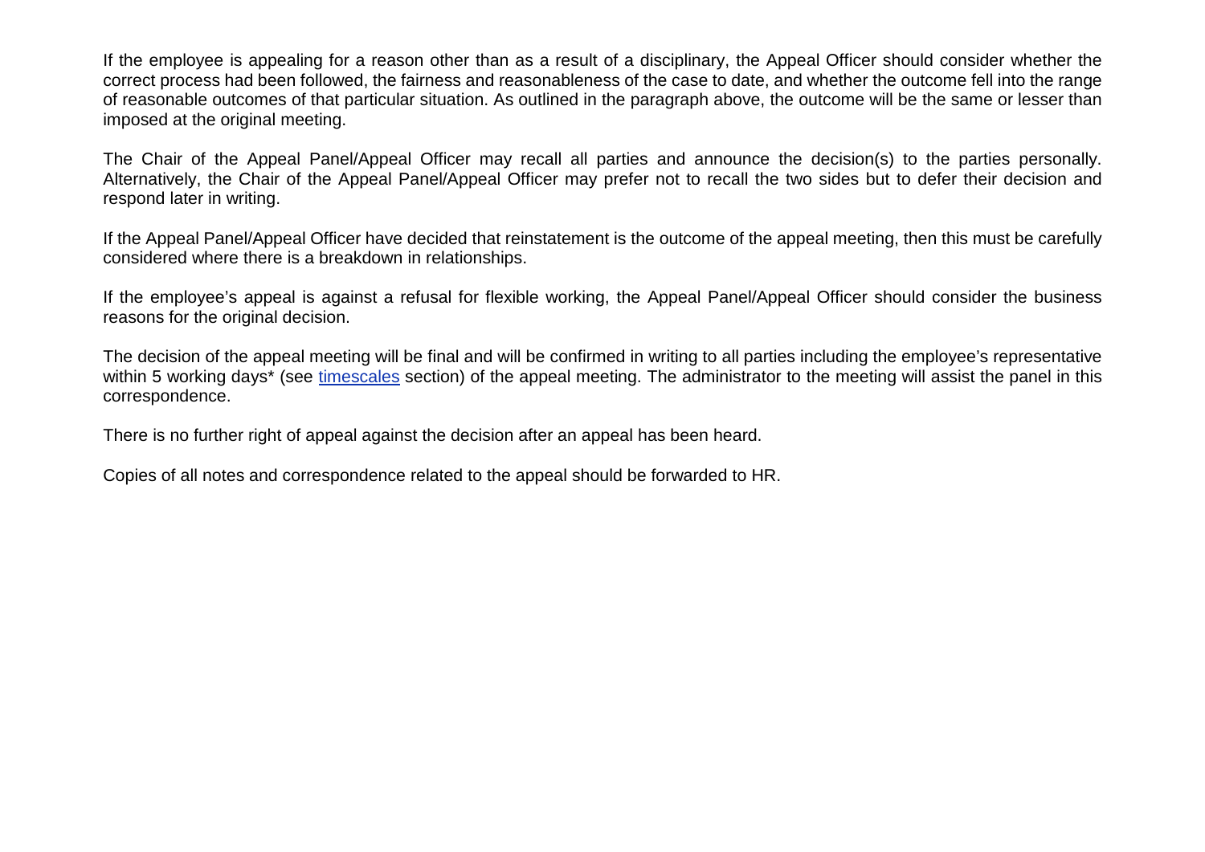If the employee is appealing for a reason other than as a result of a disciplinary, the Appeal Officer should consider whether the correct process had been followed, the fairness and reasonableness of the case to date, and whether the outcome fell into the range of reasonable outcomes of that particular situation. As outlined in the paragraph above, the outcome will be the same or lesser than imposed at the original meeting.

The Chair of the Appeal Panel/Appeal Officer may recall all parties and announce the decision(s) to the parties personally. Alternatively, the Chair of the Appeal Panel/Appeal Officer may prefer not to recall the two sides but to defer their decision and respond later in writing.

If the Appeal Panel/Appeal Officer have decided that reinstatement is the outcome of the appeal meeting, then this must be carefully considered where there is a breakdown in relationships.

If the employee's appeal is against a refusal for flexible working, the Appeal Panel/Appeal Officer should consider the business reasons for the original decision.

The decision of the appeal meeting will be final and will be confirmed in writing to all parties including the employee's representative within 5 working days* (see timescales section) of the appeal meeting. The administrator to the meeting will assist the panel in this correspondence.

There is no further right of appeal against the decision after an appeal has been heard.

Copies of all notes and correspondence related to the appeal should be forwarded to HR.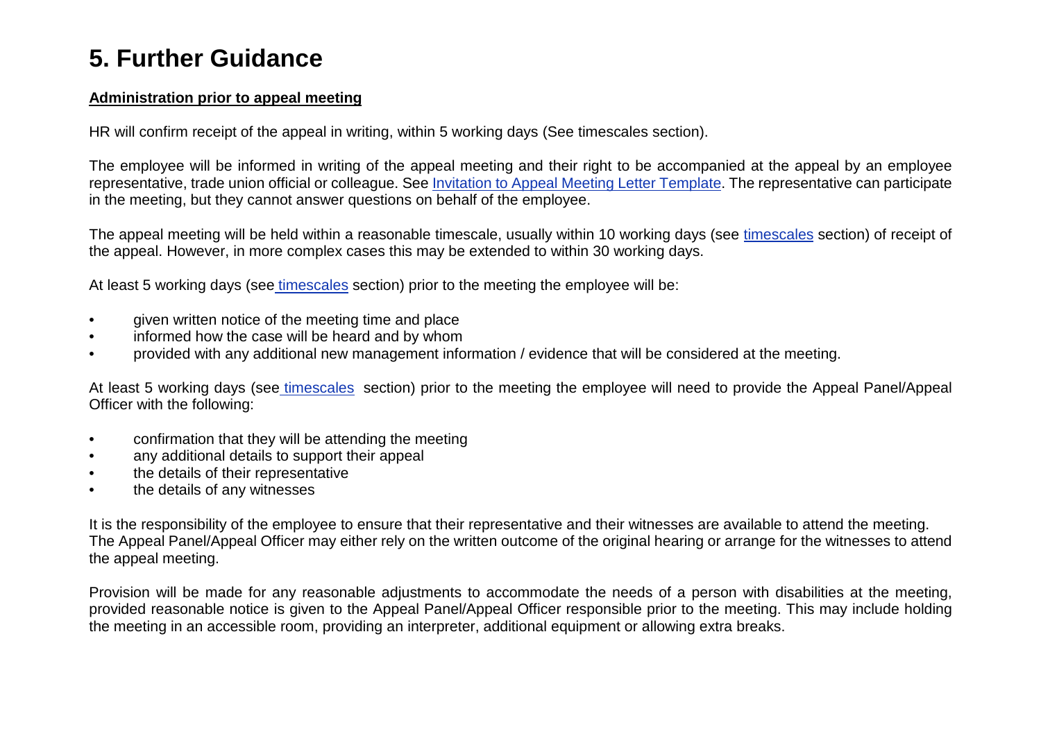# 5. Further Guidance

**Administration prior to appeal meeting**

HR will confirm receipt of the appeal in writing, within 5 working days (See timescales section).

The employee will be informed in writing of the appeal meeting and their right to be accompanied at the appeal by an employee representative, trade union official or colleague. See Invitation to Appeal Meeting Letter Template. The representative can participate in the meeting, but they cannot answer questions on behalf of the employee.

The appeal meeting will be held within a reasonable timescale, usually within 10 working days (see timescales section) of receipt of the appeal. However, in more complex cases this may be extended to within 30 working days.

At least 5 working days (see timescales section) prior to the meeting the employee will be:

- given written notice of the meeting time and place
- informed how the case will be heard and by whom
- provided with any additional new management information / evidence that will be considered at the meeting.

At least 5 working days (see timescales section) prior to the meeting the employee will need to provide the Appeal Panel/Appeal Officer with the following:

- confirmation that they will be attending the meeting
- any additional details to support their appeal
- the details of their representative
- the details of any witnesses

It is the responsibility of the employee to ensure that their representative and their witnesses are available to attend the meeting. The Appeal Panel/Appeal Officer may either rely on the written outcome of the original hearing or arrange for the witnesses to attend the appeal meeting.

Provision will be made for any reasonable adjustments to accommodate the needs of a person with disabilities at the meeting, provided reasonable notice is given to the Appeal Panel/Appeal Officer responsible prior to the meeting. This may include holding the meeting in an accessible room, providing an interpreter, additional equipment or allowing extra breaks.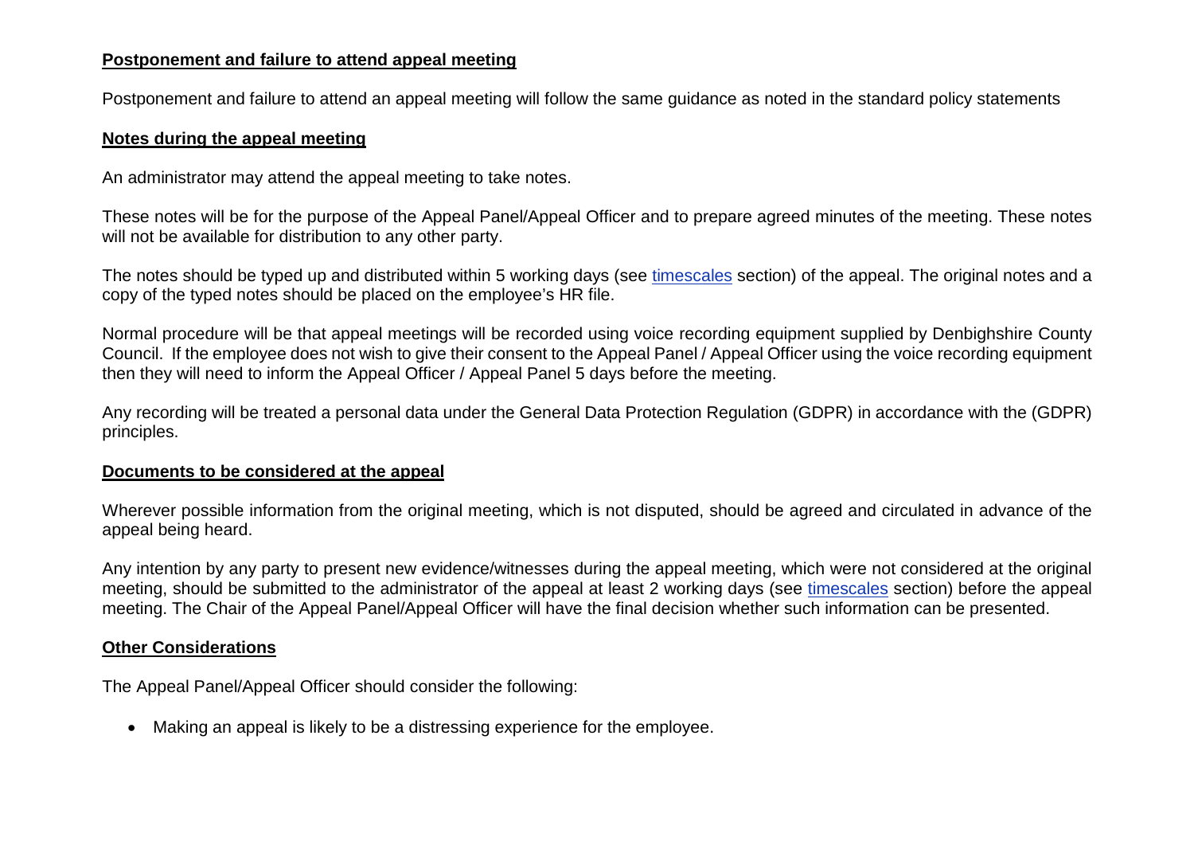**Postponement and failure to attend appeal meeting**

Postponement and failure to attend an appeal meeting will follow the same guidance as noted in the standard policy statements

**Notes during the appeal meeting**

An administrator may attend the appeal meeting to take notes.

These notes will be for the purpose of the Appeal Panel/Appeal Officer and to prepare agreed minutes of the meeting. These notes will not be available for distribution to any other party.

The notes should be typed up and distributed within 5 working days (see timescales section) of the appeal. The original notes and a copy of the typed notes should be placed on the employee's HR file.

Normal procedure will be that appeal meetings will be recorded using voice recording equipment supplied by Denbighshire County Council. If the employee does not wish to give their consent to the Appeal Panel / Appeal Officer using the voice recording equipment then they will need to inform the Appeal Officer / Appeal Panel 5 days before the meeting.

Any recording will be treated a personal data under the General Data Protection Regulation (GDPR) in accordance with the (GDPR) principles.

**Documents to be considered at the appeal**

Wherever possible information from the original meeting, which is not disputed, should be agreed and circulated in advance of the appeal being heard.

Any intention by any party to present new evidence/witnesses during the appeal meeting, which were not considered at the original meeting, should be submitted to the administrator of the appeal at least 2 working days (see timescales section) before the appeal meeting. The Chair of the Appeal Panel/Appeal Officer will have the final decision whether such information can be presented.

**Other Considerations**

The Appeal Panel/Appeal Officer should consider the following:

- Making an appeal is likely to be a distressing experience for the employee.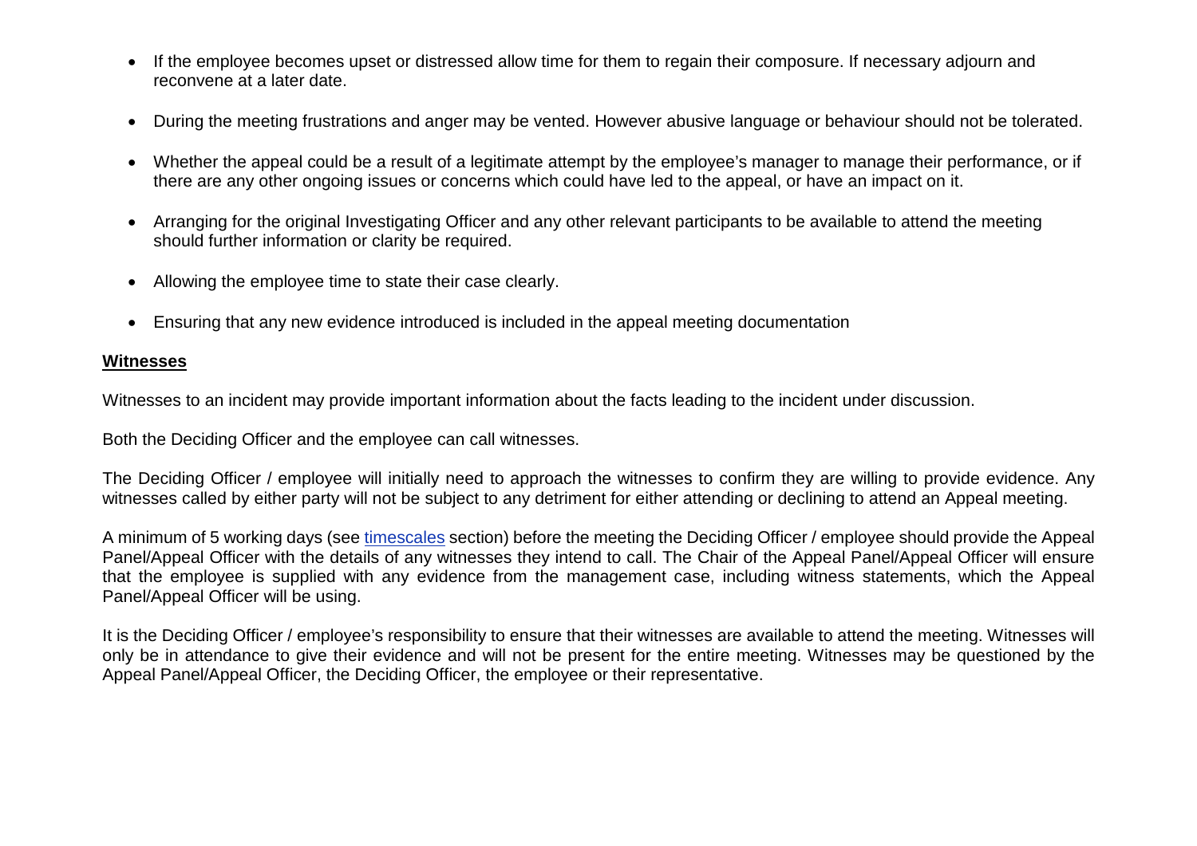- If the employee becomes upset or distressed allow time for them to regain their composure. If necessary adjourn and reconvene at a later date.

- During the meeting frustrations and anger may be vented. However abusive language or behaviour should not be tolerated.

- Whether the appeal could be a result of a legitimate attempt by the employee's manager to manage their performance, or if there are any other ongoing issues or concerns which could have led to the appeal, or have an impact on it.

- Arranging for the original Investigating Officer and any other relevant participants to be available to attend the meeting should further information or clarity be required.

- Allowing the employee time to state their case clearly.

- Ensuring that any new evidence introduced is included in the appeal meeting documentation

**Witnesses**

Witnesses to an incident may provide important information about the facts leading to the incident under discussion.

Both the Deciding Officer and the employee can call witnesses.

The Deciding Officer / employee will initially need to approach the witnesses to confirm they are willing to provide evidence. Any witnesses called by either party will not be subject to any detriment for either attending or declining to attend an Appeal meeting.

A minimum of 5 working days (see timescales section) before the meeting the Deciding Officer / employee should provide the Appeal Panel/Appeal Officer with the details of any witnesses they intend to call. The Chair of the Appeal Panel/Appeal Officer will ensure that the employee is supplied with any evidence from the management case, including witness statements, which the Appeal Panel/Appeal Officer will be using.

It is the Deciding Officer / employee's responsibility to ensure that their witnesses are available to attend the meeting. Witnesses will only be in attendance to give their evidence and will not be present for the entire meeting. Witnesses may be questioned by the Appeal Panel/Appeal Officer, the Deciding Officer, the employee or their representative.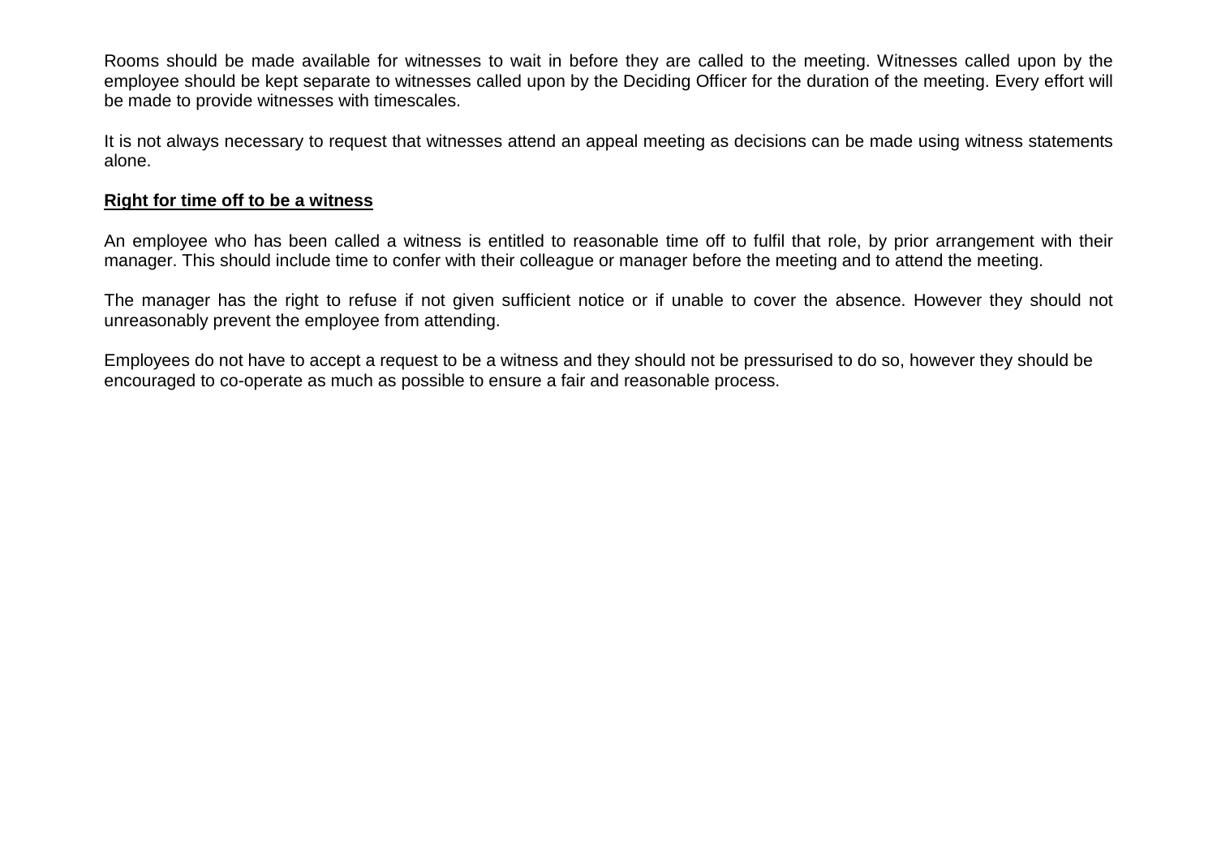Rooms should be made available for witnesses to wait in before they are called to the meeting. Witnesses called upon by the employee should be kept separate to witnesses called upon by the Deciding Officer for the duration of the meeting. Every effort will be made to provide witnesses with timescales.

It is not always necessary to request that witnesses attend an appeal meeting as decisions can be made using witness statements alone.

**Right for time off to be a witness**

An employee who has been called a witness is entitled to reasonable time off to fulfil that role, by prior arrangement with their manager. This should include time to confer with their colleague or manager before the meeting and to attend the meeting.

The manager has the right to refuse if not given sufficient notice or if unable to cover the absence. However they should not unreasonably prevent the employee from attending.

Employees do not have to accept a request to be a witness and they should not be pressurised to do so, however they should be encouraged to co-operate as much as possible to ensure a fair and reasonable process.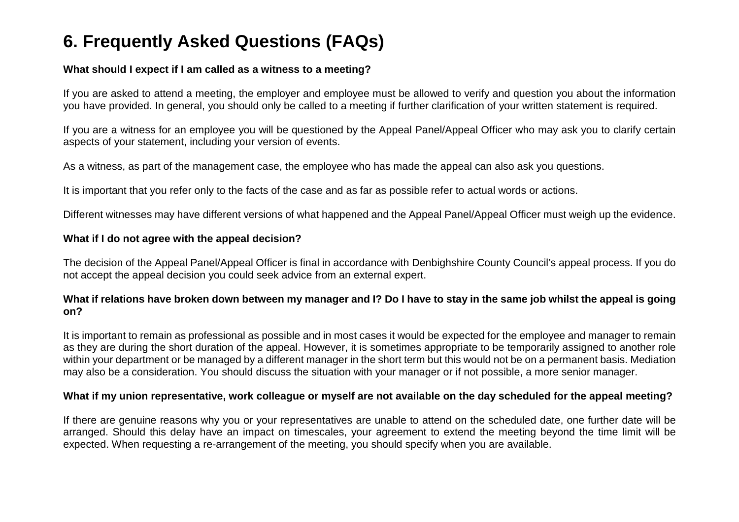# 6. Frequently Asked Questions (FAQs)

**What should I expect if I am called as a witness to a meeting?**

If you are asked to attend a meeting, the employer and employee must be allowed to verify and question you about the information you have provided. In general, you should only be called to a meeting if further clarification of your written statement is required.

If you are a witness for an employee you will be questioned by the Appeal Panel/Appeal Officer who may ask you to clarify certain aspects of your statement, including your version of events.

As a witness, as part of the management case, the employee who has made the appeal can also ask you questions.

It is important that you refer only to the facts of the case and as far as possible refer to actual words or actions.

Different witnesses may have different versions of what happened and the Appeal Panel/Appeal Officer must weigh up the evidence.

**What if I do not agree with the appeal decision?**

The decision of the Appeal Panel/Appeal Officer is final in accordance with Denbighshire County Council's appeal process. If you do not accept the appeal decision you could seek advice from an external expert.

**What if relations have broken down between my manager and I? Do I have to stay in the same job whilst the appeal is going on?**

It is important to remain as professional as possible and in most cases it would be expected for the employee and manager to remain as they are during the short duration of the appeal. However, it is sometimes appropriate to be temporarily assigned to another role within your department or be managed by a different manager in the short term but this would not be on a permanent basis. Mediation may also be a consideration. You should discuss the situation with your manager or if not possible, a more senior manager.

**What if my union representative, work colleague or myself are not available on the day scheduled for the appeal meeting?**

If there are genuine reasons why you or your representatives are unable to attend on the scheduled date, one further date will be arranged. Should this delay have an impact on timescales, your agreement to extend the meeting beyond the time limit will be expected. When requesting a re-arrangement of the meeting, you should specify when you are available.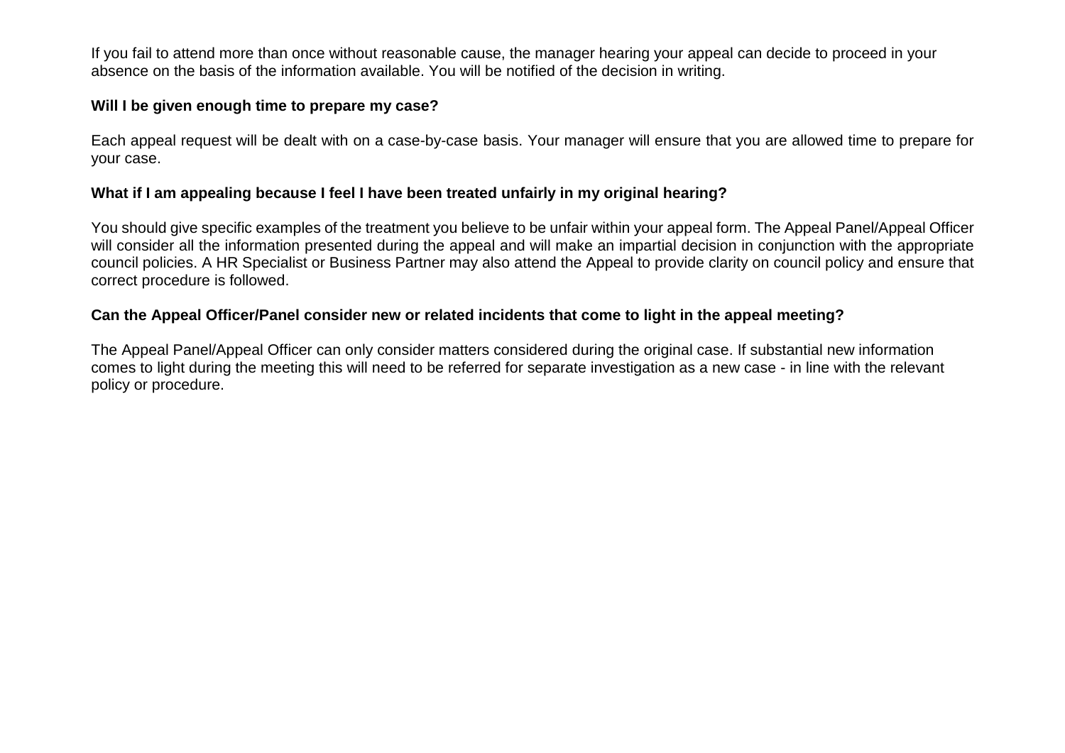If you fail to attend more than once without reasonable cause, the manager hearing your appeal can decide to proceed in your absence on the basis of the information available. You will be notified of the decision in writing.

**Will I be given enough time to prepare my case?**

Each appeal request will be dealt with on a case-by-case basis. Your manager will ensure that you are allowed time to prepare for your case.

**What if I am appealing because I feel I have been treated unfairly in my original hearing?**

You should give specific examples of the treatment you believe to be unfair within your appeal form. The Appeal Panel/Appeal Officer will consider all the information presented during the appeal and will make an impartial decision in conjunction with the appropriate council policies. A HR Specialist or Business Partner may also attend the Appeal to provide clarity on council policy and ensure that correct procedure is followed.

**Can the Appeal Officer/Panel consider new or related incidents that come to light in the appeal meeting?**

The Appeal Panel/Appeal Officer can only consider matters considered during the original case. If substantial new information comes to light during the meeting this will need to be referred for separate investigation as a new case - in line with the relevant policy or procedure.